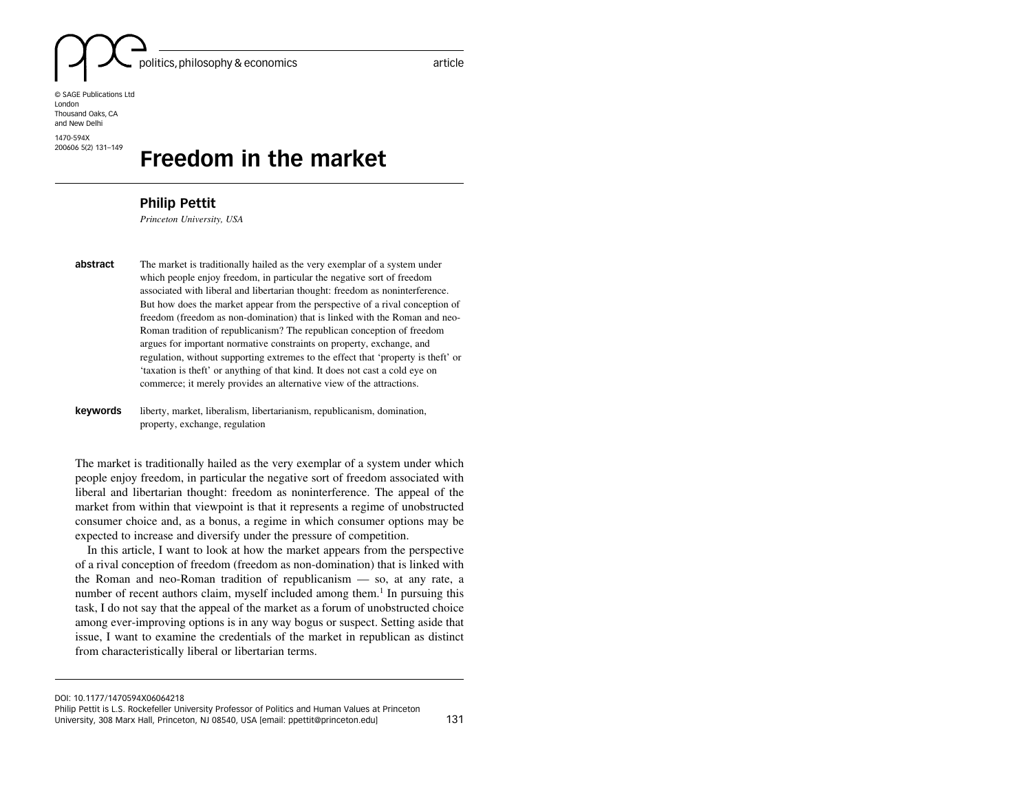# Freedom in the market

**Philip Pettit**

*Princeton University, USA*

**abstract** The market is traditionally hailed as the very exemplar of a system under which people enjoy freedom, in particular the negative sort of freedom associated with liberal and libertarian thought: freedom as noninterference. But how does the market appear from the perspective of a rival conception of freedom (freedom as non-domination) that is linked with the Roman and neo-Roman tradition of republicanism? The republican conception of freedom argues for important normative constraints on property, exchange, and regulation, without supporting extremes to the effect that 'property is theft' or 'taxation is theft' or anything of that kind. It does not cast a cold eye on commerce; it merely provides an alternative view of the attractions.

**keywords** liberty, market, liberalism, libertarianism, republicanism, domination, property, exchange, regulation

The market is traditionally hailed as the very exemplar of a system under which people enjoy freedom, in particular the negative sort of freedom associated with liberal and libertarian thought: freedom as noninterference. The appeal of the market from within that viewpoint is that it represents a regime of unobstructed consumer choice and, as a bonus, a regime in which consumer options may be expected to increase and diversify under the pressure of competition.

In this article, I want to look at how the market appears from the perspective of a rival conception of freedom (freedom as non-domination) that is linked with the Roman and neo-Roman tradition of republicanism — so, at any rate, a number of recent authors claim, myself included among them.[1] In pursuing this task, I do not say that the appeal of the market as a forum of unobstructed choice among ever-improving options is in any way bogus or suspect. Setting aside that issue, I want to examine the credentials of the market in republican as distinct from characteristically liberal or libertarian terms.

DOI: 10.1177/1470594X06064218

Philip Pettit is L.S. Rockefeller University Professor of Politics and Human Values at Princeton University, 308 Marx Hall, Princeton, NJ 08540, USA [email: ppettit@princeton.edu]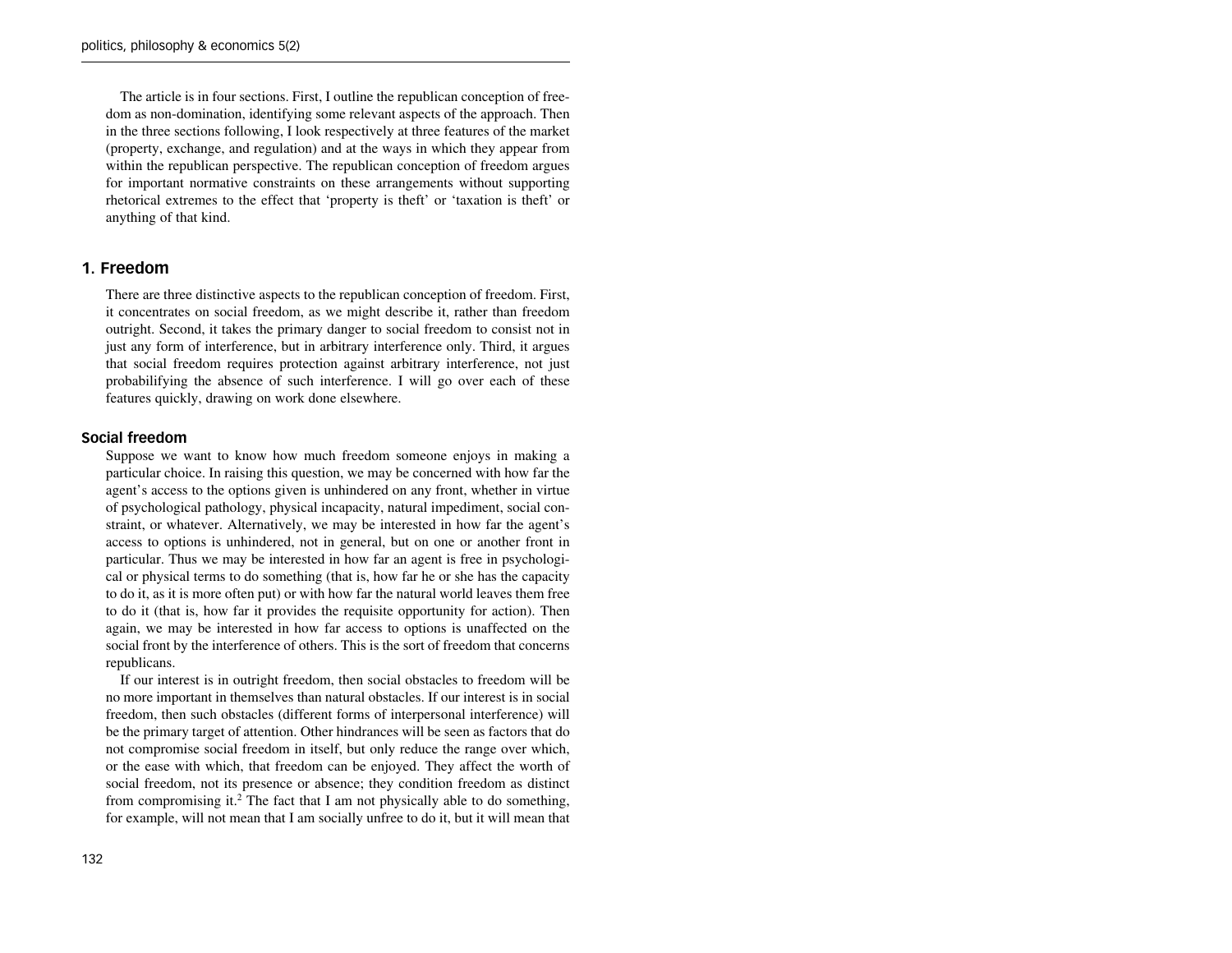The article is in four sections. First, I outline the republican conception of freedom as non-domination, identifying some relevant aspects of the approach. Then in the three sections following, I look respectively at three features of the market (property, exchange, and regulation) and at the ways in which they appear from within the republican perspective. The republican conception of freedom argues for important normative constraints on these arrangements without supporting rhetorical extremes to the effect that 'property is theft' or 'taxation is theft' or anything of that kind.

## 1. Freedom

There are three distinctive aspects to the republican conception of freedom. First, it concentrates on social freedom, as we might describe it, rather than freedom outright. Second, it takes the primary danger to social freedom to consist not in just any form of interference, but in arbitrary interference only. Third, it argues that social freedom requires protection against arbitrary interference, not just probabilifying the absence of such interference. I will go over each of these features quickly, drawing on work done elsewhere.

### Social freedom

Suppose we want to know how much freedom someone enjoys in making a particular choice. In raising this question, we may be concerned with how far the agent's access to the options given is unhindered on any front, whether in virtue of psychological pathology, physical incapacity, natural impediment, social constraint, or whatever. Alternatively, we may be interested in how far the agent's access to options is unhindered, not in general, but on one or another front in particular. Thus we may be interested in how far an agent is free in psychological or physical terms to do something (that is, how far he or she has the capacity to do it, as it is more often put) or with how far the natural world leaves them free to do it (that is, how far it provides the requisite opportunity for action). Then again, we may be interested in how far access to options is unaffected on the social front by the interference of others. This is the sort of freedom that concerns republicans.

If our interest is in outright freedom, then social obstacles to freedom will be no more important in themselves than natural obstacles. If our interest is in social freedom, then such obstacles (different forms of interpersonal interference) will be the primary target of attention. Other hindrances will be seen as factors that do not compromise social freedom in itself, but only reduce the range over which, or the ease with which, that freedom can be enjoyed. They affect the worth of social freedom, not its presence or absence; they condition freedom as distinct from compromising it.[2] The fact that I am not physically able to do something, for example, will not mean that I am socially unfree to do it, but it will mean that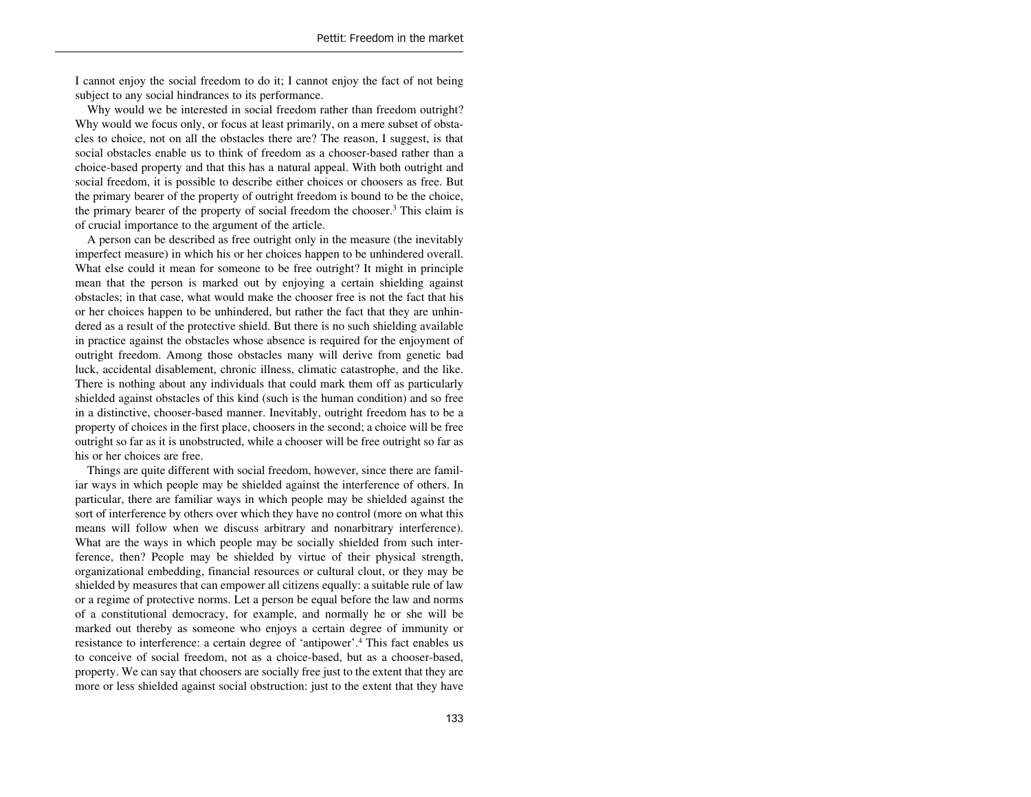I cannot enjoy the social freedom to do it; I cannot enjoy the fact of not being subject to any social hindrances to its performance.

Why would we be interested in social freedom rather than freedom outright? Why would we focus only, or focus at least primarily, on a mere subset of obstacles to choice, not on all the obstacles there are? The reason, I suggest, is that social obstacles enable us to think of freedom as a chooser-based rather than a choice-based property and that this has a natural appeal. With both outright and social freedom, it is possible to describe either choices or choosers as free. But the primary bearer of the property of outright freedom is bound to be the choice, the primary bearer of the property of social freedom the chooser.[3] This claim is of crucial importance to the argument of the article.

A person can be described as free outright only in the measure (the inevitably imperfect measure) in which his or her choices happen to be unhindered overall. What else could it mean for someone to be free outright? It might in principle mean that the person is marked out by enjoying a certain shielding against obstacles; in that case, what would make the chooser free is not the fact that his or her choices happen to be unhindered, but rather the fact that they are unhindered as a result of the protective shield. But there is no such shielding available in practice against the obstacles whose absence is required for the enjoyment of outright freedom. Among those obstacles many will derive from genetic bad luck, accidental disablement, chronic illness, climatic catastrophe, and the like. There is nothing about any individuals that could mark them off as particularly shielded against obstacles of this kind (such is the human condition) and so free in a distinctive, chooser-based manner. Inevitably, outright freedom has to be a property of choices in the first place, choosers in the second; a choice will be free outright so far as it is unobstructed, while a chooser will be free outright so far as his or her choices are free.

Things are quite different with social freedom, however, since there are familiar ways in which people may be shielded against the interference of others. In particular, there are familiar ways in which people may be shielded against the sort of interference by others over which they have no control (more on what this means will follow when we discuss arbitrary and nonarbitrary interference). What are the ways in which people may be socially shielded from such interference, then? People may be shielded by virtue of their physical strength, organizational embedding, financial resources or cultural clout, or they may be shielded by measures that can empower all citizens equally: a suitable rule of law or a regime of protective norms. Let a person be equal before the law and norms of a constitutional democracy, for example, and normally he or she will be marked out thereby as someone who enjoys a certain degree of immunity or resistance to interference: a certain degree of 'antipower'.[4] This fact enables us to conceive of social freedom, not as a choice-based, but as a chooser-based, property. We can say that choosers are socially free just to the extent that they are more or less shielded against social obstruction: just to the extent that they have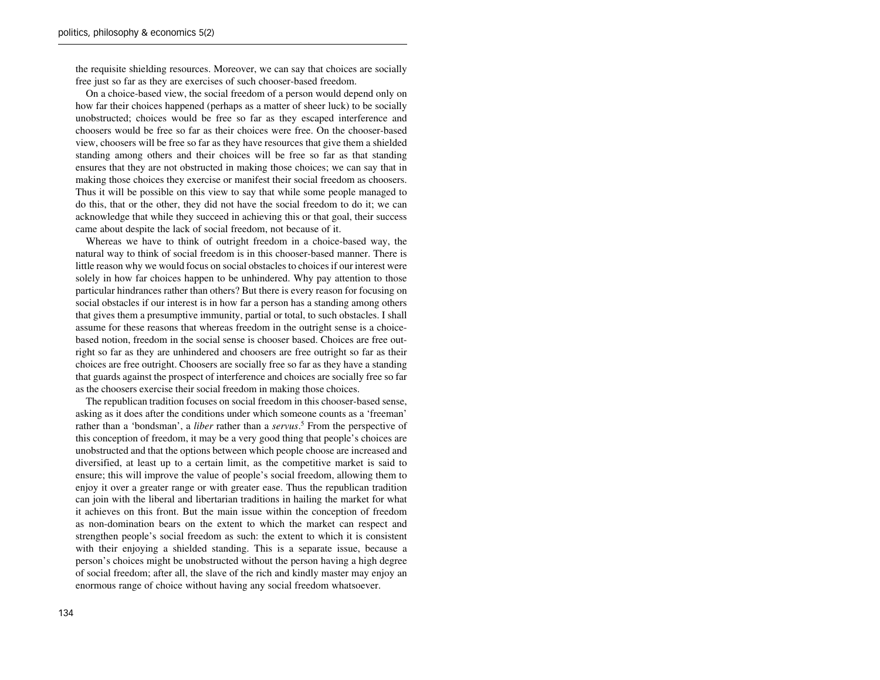the requisite shielding resources. Moreover, we can say that choices are socially free just so far as they are exercises of such chooser-based freedom.

On a choice-based view, the social freedom of a person would depend only on how far their choices happened (perhaps as a matter of sheer luck) to be socially unobstructed; choices would be free so far as they escaped interference and choosers would be free so far as their choices were free. On the chooser-based view, choosers will be free so far as they have resources that give them a shielded standing among others and their choices will be free so far as that standing ensures that they are not obstructed in making those choices; we can say that in making those choices they exercise or manifest their social freedom as choosers. Thus it will be possible on this view to say that while some people managed to do this, that or the other, they did not have the social freedom to do it; we can acknowledge that while they succeed in achieving this or that goal, their success came about despite the lack of social freedom, not because of it.

Whereas we have to think of outright freedom in a choice-based way, the natural way to think of social freedom is in this chooser-based manner. There is little reason why we would focus on social obstacles to choices if our interest were solely in how far choices happen to be unhindered. Why pay attention to those particular hindrances rather than others? But there is every reason for focusing on social obstacles if our interest is in how far a person has a standing among others that gives them a presumptive immunity, partial or total, to such obstacles. I shall assume for these reasons that whereas freedom in the outright sense is a choice-based notion, freedom in the social sense is chooser based. Choices are free outright so far as they are unhindered and choosers are free outright so far as their choices are free outright. Choosers are socially free so far as they have a standing that guards against the prospect of interference and choices are socially free so far as the choosers exercise their social freedom in making those choices.

The republican tradition focuses on social freedom in this chooser-based sense, asking as it does after the conditions under which someone counts as a 'freeman' rather than a 'bondsman', a *liber* rather than a *servus*.[5] From the perspective of this conception of freedom, it may be a very good thing that people's choices are unobstructed and that the options between which people choose are increased and diversified, at least up to a certain limit, as the competitive market is said to ensure; this will improve the value of people's social freedom, allowing them to enjoy it over a greater range or with greater ease. Thus the republican tradition can join with the liberal and libertarian traditions in hailing the market for what it achieves on this front. But the main issue within the conception of freedom as non-domination bears on the extent to which the market can respect and strengthen people's social freedom as such: the extent to which it is consistent with their enjoying a shielded standing. This is a separate issue, because a person's choices might be unobstructed without the person having a high degree of social freedom; after all, the slave of the rich and kindly master may enjoy an enormous range of choice without having any social freedom whatsoever.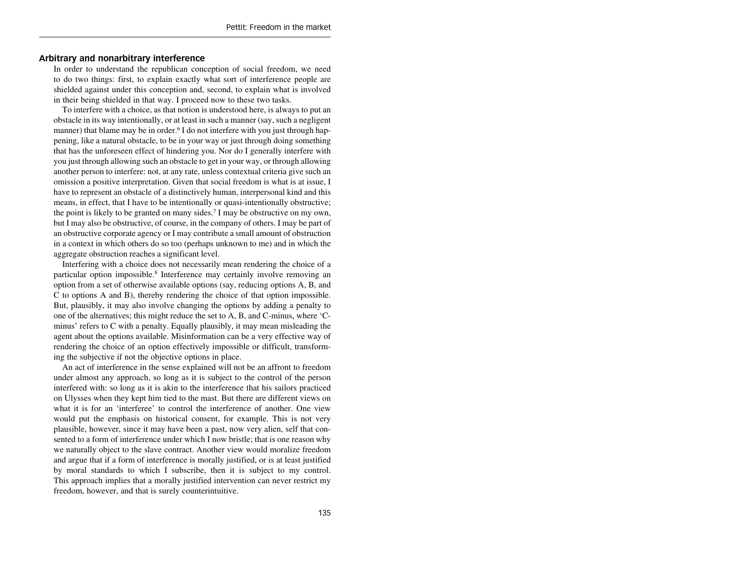## Arbitrary and nonarbitrary interference

In order to understand the republican conception of social freedom, we need to do two things: first, to explain exactly what sort of interference people are shielded against under this conception and, second, to explain what is involved in their being shielded in that way. I proceed now to these two tasks.

To interfere with a choice, as that notion is understood here, is always to put an obstacle in its way intentionally, or at least in such a manner (say, such a negligent manner) that blame may be in order.[6] I do not interfere with you just through happening, like a natural obstacle, to be in your way or just through doing something that has the unforeseen effect of hindering you. Nor do I generally interfere with you just through allowing such an obstacle to get in your way, or through allowing another person to interfere: not, at any rate, unless contextual criteria give such an omission a positive interpretation. Given that social freedom is what is at issue, I have to represent an obstacle of a distinctively human, interpersonal kind and this means, in effect, that I have to be intentionally or quasi-intentionally obstructive; the point is likely to be granted on many sides.[7] I may be obstructive on my own, but I may also be obstructive, of course, in the company of others. I may be part of an obstructive corporate agency or I may contribute a small amount of obstruction in a context in which others do so too (perhaps unknown to me) and in which the aggregate obstruction reaches a significant level.

Interfering with a choice does not necessarily mean rendering the choice of a particular option impossible.[8] Interference may certainly involve removing an option from a set of otherwise available options (say, reducing options A, B, and C to options A and B), thereby rendering the choice of that option impossible. But, plausibly, it may also involve changing the options by adding a penalty to one of the alternatives; this might reduce the set to A, B, and C-minus, where 'C-minus' refers to C with a penalty. Equally plausibly, it may mean misleading the agent about the options available. Misinformation can be a very effective way of rendering the choice of an option effectively impossible or difficult, transforming the subjective if not the objective options in place.

An act of interference in the sense explained will not be an affront to freedom under almost any approach, so long as it is subject to the control of the person interfered with: so long as it is akin to the interference that his sailors practiced on Ulysses when they kept him tied to the mast. But there are different views on what it is for an 'interferee' to control the interference of another. One view would put the emphasis on historical consent, for example. This is not very plausible, however, since it may have been a past, now very alien, self that consented to a form of interference under which I now bristle; that is one reason why we naturally object to the slave contract. Another view would moralize freedom and argue that if a form of interference is morally justified, or is at least justified by moral standards to which I subscribe, then it is subject to my control. This approach implies that a morally justified intervention can never restrict my freedom, however, and that is surely counterintuitive.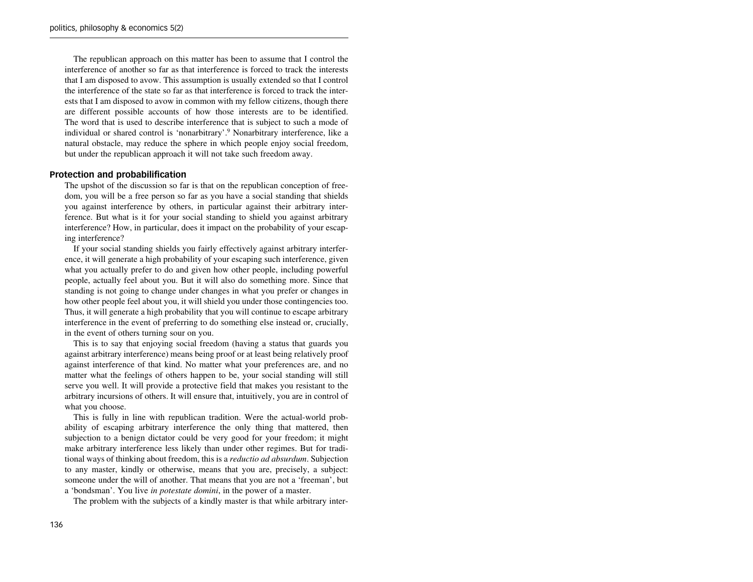The republican approach on this matter has been to assume that I control the interference of another so far as that interference is forced to track the interests that I am disposed to avow. This assumption is usually extended so that I control the interference of the state so far as that interference is forced to track the interests that I am disposed to avow in common with my fellow citizens, though there are different possible accounts of how those interests are to be identified. The word that is used to describe interference that is subject to such a mode of individual or shared control is 'nonarbitrary'.[9] Nonarbitrary interference, like a natural obstacle, may reduce the sphere in which people enjoy social freedom, but under the republican approach it will not take such freedom away.

## Protection and probabilification

The upshot of the discussion so far is that on the republican conception of freedom, you will be a free person so far as you have a social standing that shields you against interference by others, in particular against their arbitrary interference. But what is it for your social standing to shield you against arbitrary interference? How, in particular, does it impact on the probability of your escaping interference?

If your social standing shields you fairly effectively against arbitrary interference, it will generate a high probability of your escaping such interference, given what you actually prefer to do and given how other people, including powerful people, actually feel about you. But it will also do something more. Since that standing is not going to change under changes in what you prefer or changes in how other people feel about you, it will shield you under those contingencies too. Thus, it will generate a high probability that you will continue to escape arbitrary interference in the event of preferring to do something else instead or, crucially, in the event of others turning sour on you.

This is to say that enjoying social freedom (having a status that guards you against arbitrary interference) means being proof or at least being relatively proof against interference of that kind. No matter what your preferences are, and no matter what the feelings of others happen to be, your social standing will still serve you well. It will provide a protective field that makes you resistant to the arbitrary incursions of others. It will ensure that, intuitively, you are in control of what you choose.

This is fully in line with republican tradition. Were the actual-world probability of escaping arbitrary interference the only thing that mattered, then subjection to a benign dictator could be very good for your freedom; it might make arbitrary interference less likely than under other regimes. But for traditional ways of thinking about freedom, this is a *reductio ad absurdum*. Subjection to any master, kindly or otherwise, means that you are, precisely, a subject: someone under the will of another. That means that you are not a 'freeman', but a 'bondsman'. You live *in potestate domini*, in the power of a master.

The problem with the subjects of a kindly master is that while arbitrary inter-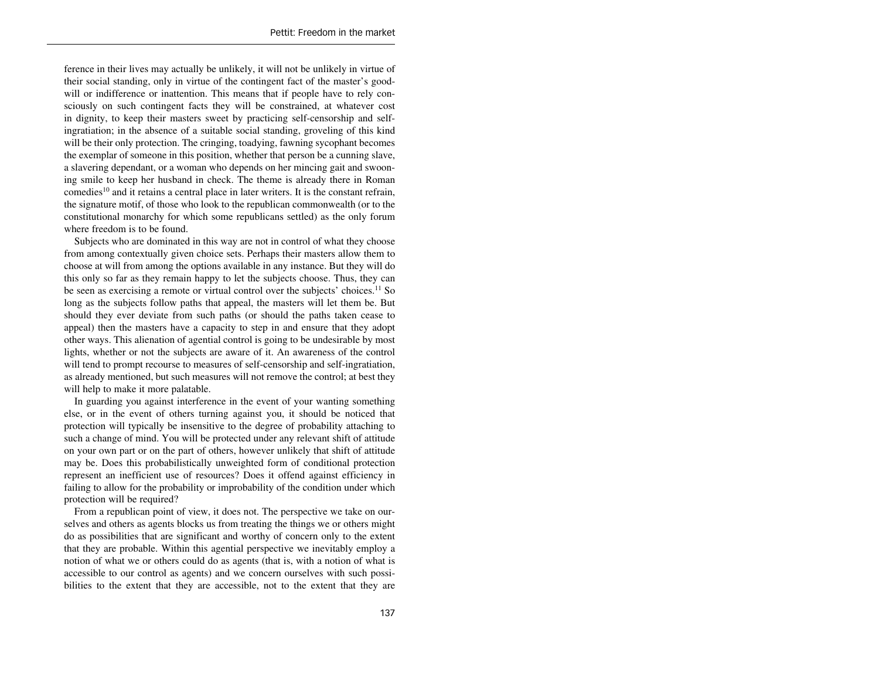ference in their lives may actually be unlikely, it will not be unlikely in virtue of their social standing, only in virtue of the contingent fact of the master's goodwill or indifference or inattention. This means that if people have to rely consciously on such contingent facts they will be constrained, at whatever cost in dignity, to keep their masters sweet by practicing self-censorship and self-ingratiation; in the absence of a suitable social standing, groveling of this kind will be their only protection. The cringing, toadying, fawning sycophant becomes the exemplar of someone in this position, whether that person be a cunning slave, a slavering dependant, or a woman who depends on her mincing gait and swooning smile to keep her husband in check. The theme is already there in Roman comedies[10] and it retains a central place in later writers. It is the constant refrain, the signature motif, of those who look to the republican commonwealth (or to the constitutional monarchy for which some republicans settled) as the only forum where freedom is to be found.

Subjects who are dominated in this way are not in control of what they choose from among contextually given choice sets. Perhaps their masters allow them to choose at will from among the options available in any instance. But they will do this only so far as they remain happy to let the subjects choose. Thus, they can be seen as exercising a remote or virtual control over the subjects' choices.[11] So long as the subjects follow paths that appeal, the masters will let them be. But should they ever deviate from such paths (or should the paths taken cease to appeal) then the masters have a capacity to step in and ensure that they adopt other ways. This alienation of agential control is going to be undesirable by most lights, whether or not the subjects are aware of it. An awareness of the control will tend to prompt recourse to measures of self-censorship and self-ingratiation, as already mentioned, but such measures will not remove the control; at best they will help to make it more palatable.

In guarding you against interference in the event of your wanting something else, or in the event of others turning against you, it should be noticed that protection will typically be insensitive to the degree of probability attaching to such a change of mind. You will be protected under any relevant shift of attitude on your own part or on the part of others, however unlikely that shift of attitude may be. Does this probabilistically unweighted form of conditional protection represent an inefficient use of resources? Does it offend against efficiency in failing to allow for the probability or improbability of the condition under which protection will be required?

From a republican point of view, it does not. The perspective we take on ourselves and others as agents blocks us from treating the things we or others might do as possibilities that are significant and worthy of concern only to the extent that they are probable. Within this agential perspective we inevitably employ a notion of what we or others could do as agents (that is, with a notion of what is accessible to our control as agents) and we concern ourselves with such possibilities to the extent that they are accessible, not to the extent that they are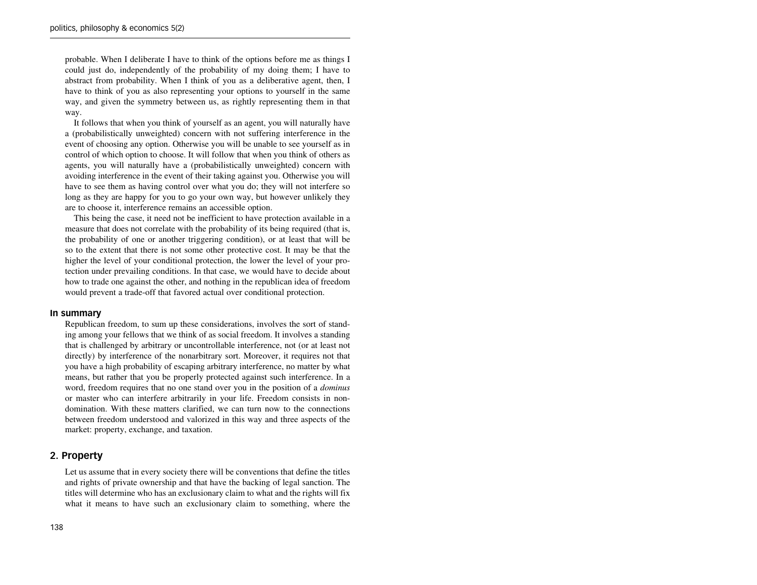probable. When I deliberate I have to think of the options before me as things I could just do, independently of the probability of my doing them; I have to abstract from probability. When I think of you as a deliberative agent, then, I have to think of you as also representing your options to yourself in the same way, and given the symmetry between us, as rightly representing them in that way.

It follows that when you think of yourself as an agent, you will naturally have a (probabilistically unweighted) concern with not suffering interference in the event of choosing any option. Otherwise you will be unable to see yourself as in control of which option to choose. It will follow that when you think of others as agents, you will naturally have a (probabilistically unweighted) concern with avoiding interference in the event of their taking against you. Otherwise you will have to see them as having control over what you do; they will not interfere so long as they are happy for you to go your own way, but however unlikely they are to choose it, interference remains an accessible option.

This being the case, it need not be inefficient to have protection available in a measure that does not correlate with the probability of its being required (that is, the probability of one or another triggering condition), or at least that will be so to the extent that there is not some other protective cost. It may be that the higher the level of your conditional protection, the lower the level of your protection under prevailing conditions. In that case, we would have to decide about how to trade one against the other, and nothing in the republican idea of freedom would prevent a trade-off that favored actual over conditional protection.

### In summary

Republican freedom, to sum up these considerations, involves the sort of standing among your fellows that we think of as social freedom. It involves a standing that is challenged by arbitrary or uncontrollable interference, not (or at least not directly) by interference of the nonarbitrary sort. Moreover, it requires not that you have a high probability of escaping arbitrary interference, no matter by what means, but rather that you be properly protected against such interference. In a word, freedom requires that no one stand over you in the position of a *dominus* or master who can interfere arbitrarily in your life. Freedom consists in non-domination. With these matters clarified, we can turn now to the connections between freedom understood and valorized in this way and three aspects of the market: property, exchange, and taxation.

## 2. Property

Let us assume that in every society there will be conventions that define the titles and rights of private ownership and that have the backing of legal sanction. The titles will determine who has an exclusionary claim to what and the rights will fix what it means to have such an exclusionary claim to something, where the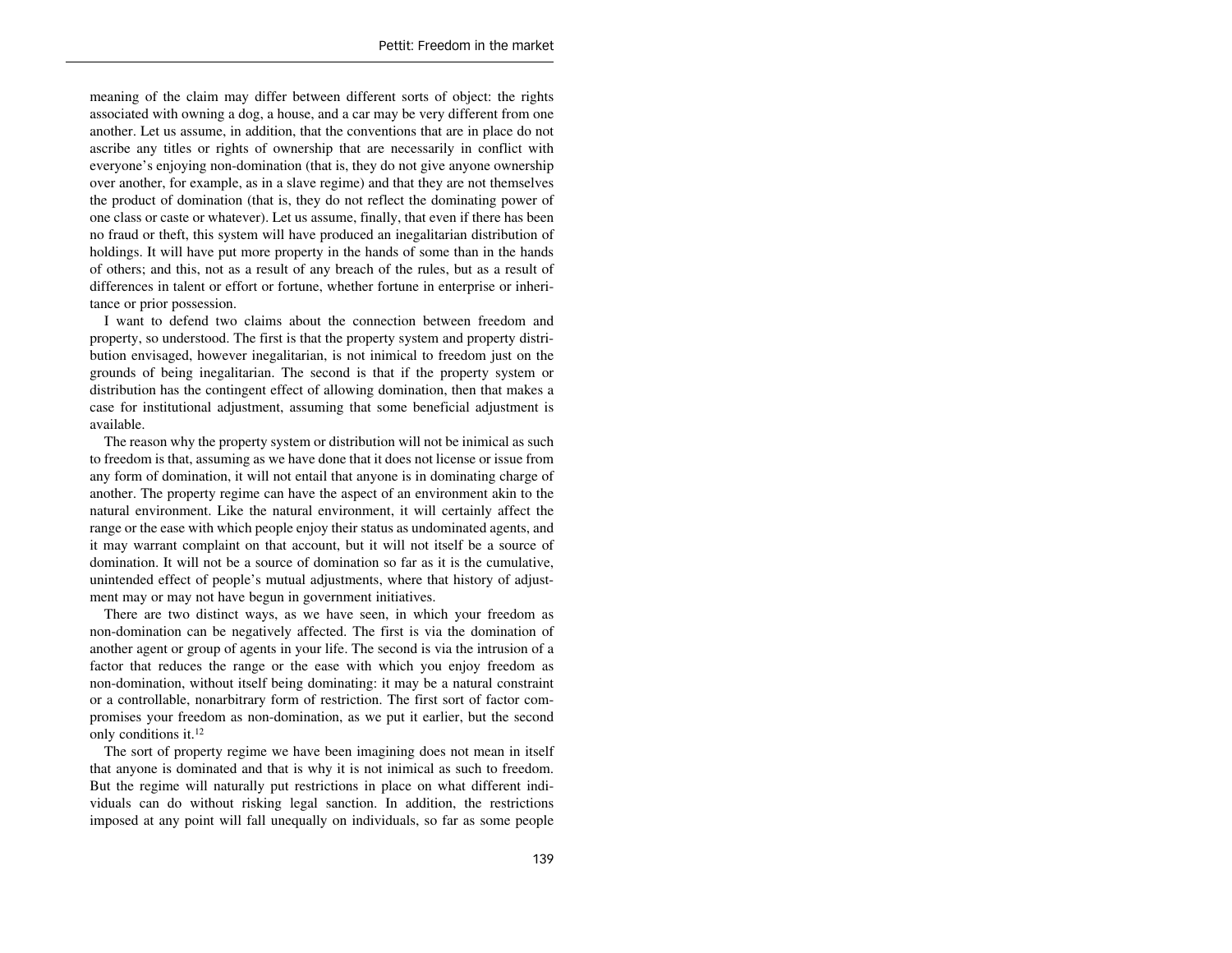meaning of the claim may differ between different sorts of object: the rights associated with owning a dog, a house, and a car may be very different from one another. Let us assume, in addition, that the conventions that are in place do not ascribe any titles or rights of ownership that are necessarily in conflict with everyone's enjoying non-domination (that is, they do not give anyone ownership over another, for example, as in a slave regime) and that they are not themselves the product of domination (that is, they do not reflect the dominating power of one class or caste or whatever). Let us assume, finally, that even if there has been no fraud or theft, this system will have produced an inegalitarian distribution of holdings. It will have put more property in the hands of some than in the hands of others; and this, not as a result of any breach of the rules, but as a result of differences in talent or effort or fortune, whether fortune in enterprise or inheritance or prior possession.

I want to defend two claims about the connection between freedom and property, so understood. The first is that the property system and property distribution envisaged, however inegalitarian, is not inimical to freedom just on the grounds of being inegalitarian. The second is that if the property system or distribution has the contingent effect of allowing domination, then that makes a case for institutional adjustment, assuming that some beneficial adjustment is available.

The reason why the property system or distribution will not be inimical as such to freedom is that, assuming as we have done that it does not license or issue from any form of domination, it will not entail that anyone is in dominating charge of another. The property regime can have the aspect of an environment akin to the natural environment. Like the natural environment, it will certainly affect the range or the ease with which people enjoy their status as undominated agents, and it may warrant complaint on that account, but it will not itself be a source of domination. It will not be a source of domination so far as it is the cumulative, unintended effect of people's mutual adjustments, where that history of adjustment may or may not have begun in government initiatives.

There are two distinct ways, as we have seen, in which your freedom as non-domination can be negatively affected. The first is via the domination of another agent or group of agents in your life. The second is via the intrusion of a factor that reduces the range or the ease with which you enjoy freedom as non-domination, without itself being dominating: it may be a natural constraint or a controllable, nonarbitrary form of restriction. The first sort of factor compromises your freedom as non-domination, as we put it earlier, but the second only conditions it.[12]

The sort of property regime we have been imagining does not mean in itself that anyone is dominated and that is why it is not inimical as such to freedom. But the regime will naturally put restrictions in place on what different individuals can do without risking legal sanction. In addition, the restrictions imposed at any point will fall unequally on individuals, so far as some people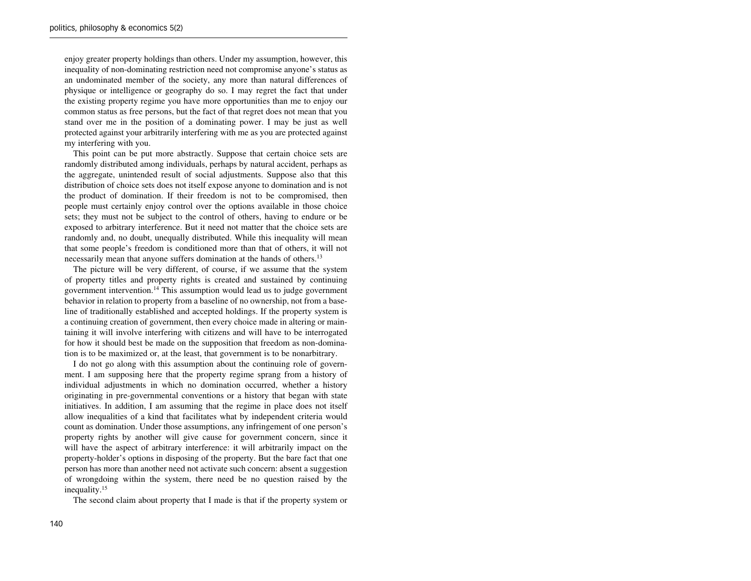enjoy greater property holdings than others. Under my assumption, however, this inequality of non-dominating restriction need not compromise anyone's status as an undominated member of the society, any more than natural differences of physique or intelligence or geography do so. I may regret the fact that under the existing property regime you have more opportunities than me to enjoy our common status as free persons, but the fact of that regret does not mean that you stand over me in the position of a dominating power. I may be just as well protected against your arbitrarily interfering with me as you are protected against my interfering with you.

This point can be put more abstractly. Suppose that certain choice sets are randomly distributed among individuals, perhaps by natural accident, perhaps as the aggregate, unintended result of social adjustments. Suppose also that this distribution of choice sets does not itself expose anyone to domination and is not the product of domination. If their freedom is not to be compromised, then people must certainly enjoy control over the options available in those choice sets; they must not be subject to the control of others, having to endure or be exposed to arbitrary interference. But it need not matter that the choice sets are randomly and, no doubt, unequally distributed. While this inequality will mean that some people's freedom is conditioned more than that of others, it will not necessarily mean that anyone suffers domination at the hands of others.[13]

The picture will be very different, of course, if we assume that the system of property titles and property rights is created and sustained by continuing government intervention.[14] This assumption would lead us to judge government behavior in relation to property from a baseline of no ownership, not from a baseline of traditionally established and accepted holdings. If the property system is a continuing creation of government, then every choice made in altering or maintaining it will involve interfering with citizens and will have to be interrogated for how it should best be made on the supposition that freedom as non-domination is to be maximized or, at the least, that government is to be nonarbitrary.

I do not go along with this assumption about the continuing role of government. I am supposing here that the property regime sprang from a history of individual adjustments in which no domination occurred, whether a history originating in pre-governmental conventions or a history that began with state initiatives. In addition, I am assuming that the regime in place does not itself allow inequalities of a kind that facilitates what by independent criteria would count as domination. Under those assumptions, any infringement of one person's property rights by another will give cause for government concern, since it will have the aspect of arbitrary interference: it will arbitrarily impact on the property-holder's options in disposing of the property. But the bare fact that one person has more than another need not activate such concern: absent a suggestion of wrongdoing within the system, there need be no question raised by the inequality.[15]

The second claim about property that I made is that if the property system or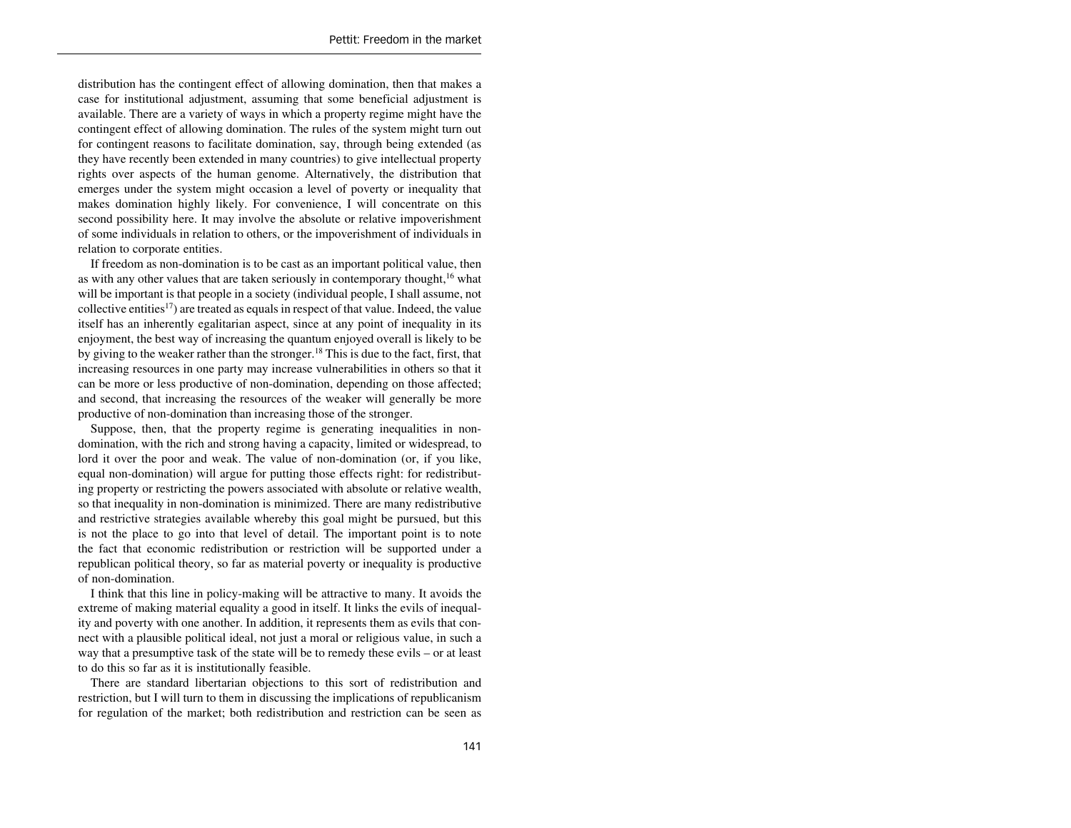distribution has the contingent effect of allowing domination, then that makes a case for institutional adjustment, assuming that some beneficial adjustment is available. There are a variety of ways in which a property regime might have the contingent effect of allowing domination. The rules of the system might turn out for contingent reasons to facilitate domination, say, through being extended (as they have recently been extended in many countries) to give intellectual property rights over aspects of the human genome. Alternatively, the distribution that emerges under the system might occasion a level of poverty or inequality that makes domination highly likely. For convenience, I will concentrate on this second possibility here. It may involve the absolute or relative impoverishment of some individuals in relation to others, or the impoverishment of individuals in relation to corporate entities.

If freedom as non-domination is to be cast as an important political value, then as with any other values that are taken seriously in contemporary thought,[16] what will be important is that people in a society (individual people, I shall assume, not collective entities[17]) are treated as equals in respect of that value. Indeed, the value itself has an inherently egalitarian aspect, since at any point of inequality in its enjoyment, the best way of increasing the quantum enjoyed overall is likely to be by giving to the weaker rather than the stronger.[18] This is due to the fact, first, that increasing resources in one party may increase vulnerabilities in others so that it can be more or less productive of non-domination, depending on those affected; and second, that increasing the resources of the weaker will generally be more productive of non-domination than increasing those of the stronger.

Suppose, then, that the property regime is generating inequalities in non-domination, with the rich and strong having a capacity, limited or widespread, to lord it over the poor and weak. The value of non-domination (or, if you like, equal non-domination) will argue for putting those effects right: for redistributing property or restricting the powers associated with absolute or relative wealth, so that inequality in non-domination is minimized. There are many redistributive and restrictive strategies available whereby this goal might be pursued, but this is not the place to go into that level of detail. The important point is to note the fact that economic redistribution or restriction will be supported under a republican political theory, so far as material poverty or inequality is productive of non-domination.

I think that this line in policy-making will be attractive to many. It avoids the extreme of making material equality a good in itself. It links the evils of inequality and poverty with one another. In addition, it represents them as evils that connect with a plausible political ideal, not just a moral or religious value, in such a way that a presumptive task of the state will be to remedy these evils – or at least to do this so far as it is institutionally feasible.

There are standard libertarian objections to this sort of redistribution and restriction, but I will turn to them in discussing the implications of republicanism for regulation of the market; both redistribution and restriction can be seen as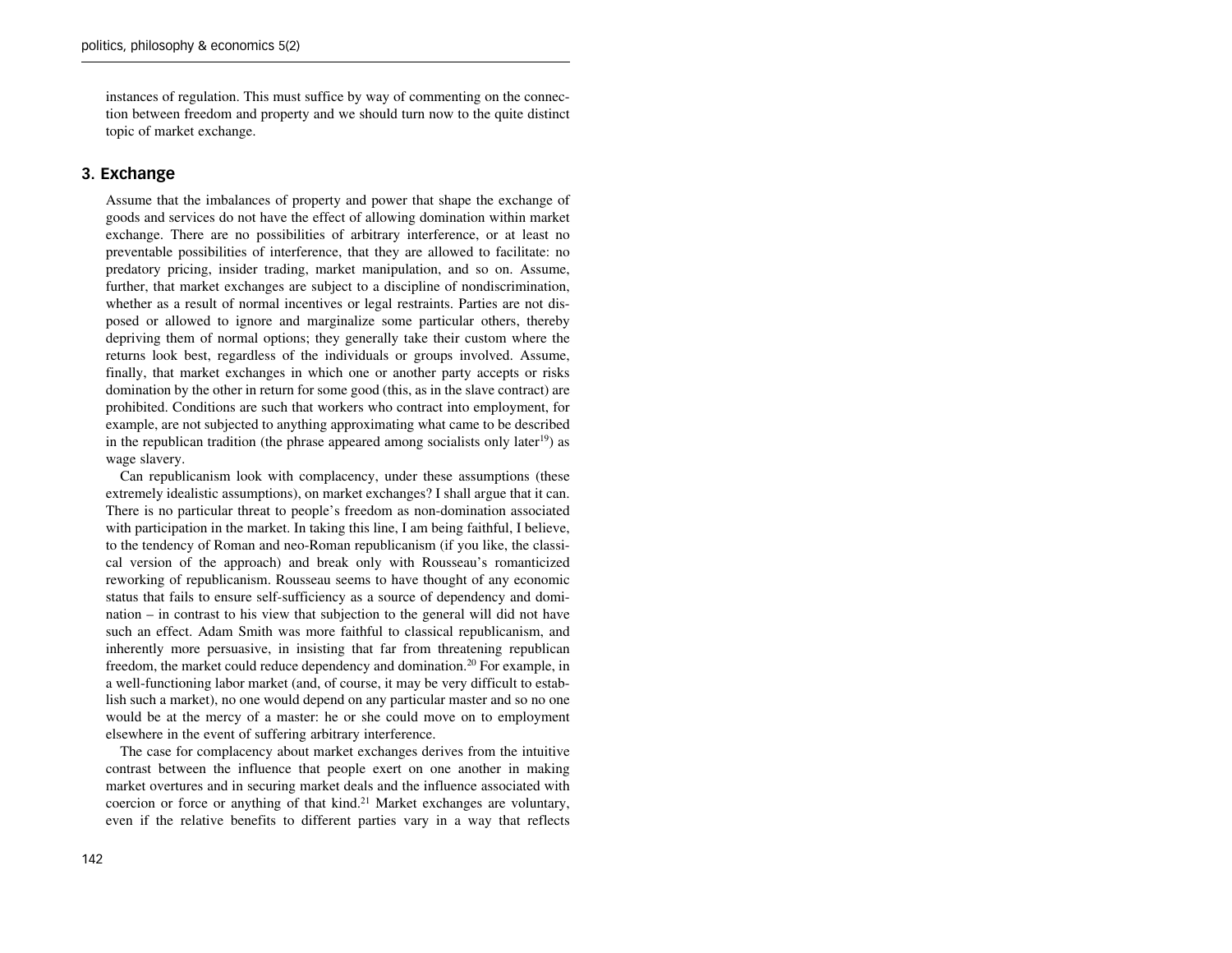instances of regulation. This must suffice by way of commenting on the connection between freedom and property and we should turn now to the quite distinct topic of market exchange.

## 3. Exchange

Assume that the imbalances of property and power that shape the exchange of goods and services do not have the effect of allowing domination within market exchange. There are no possibilities of arbitrary interference, or at least no preventable possibilities of interference, that they are allowed to facilitate: no predatory pricing, insider trading, market manipulation, and so on. Assume, further, that market exchanges are subject to a discipline of nondiscrimination, whether as a result of normal incentives or legal restraints. Parties are not disposed or allowed to ignore and marginalize some particular others, thereby depriving them of normal options; they generally take their custom where the returns look best, regardless of the individuals or groups involved. Assume, finally, that market exchanges in which one or another party accepts or risks domination by the other in return for some good (this, as in the slave contract) are prohibited. Conditions are such that workers who contract into employment, for example, are not subjected to anything approximating what came to be described in the republican tradition (the phrase appeared among socialists only later[19]) as wage slavery.

Can republicanism look with complacency, under these assumptions (these extremely idealistic assumptions), on market exchanges? I shall argue that it can. There is no particular threat to people's freedom as non-domination associated with participation in the market. In taking this line, I am being faithful, I believe, to the tendency of Roman and neo-Roman republicanism (if you like, the classical version of the approach) and break only with Rousseau's romanticized reworking of republicanism. Rousseau seems to have thought of any economic status that fails to ensure self-sufficiency as a source of dependency and domination – in contrast to his view that subjection to the general will did not have such an effect. Adam Smith was more faithful to classical republicanism, and inherently more persuasive, in insisting that far from threatening republican freedom, the market could reduce dependency and domination.[20] For example, in a well-functioning labor market (and, of course, it may be very difficult to establish such a market), no one would depend on any particular master and so no one would be at the mercy of a master: he or she could move on to employment elsewhere in the event of suffering arbitrary interference.

The case for complacency about market exchanges derives from the intuitive contrast between the influence that people exert on one another in making market overtures and in securing market deals and the influence associated with coercion or force or anything of that kind.[21] Market exchanges are voluntary, even if the relative benefits to different parties vary in a way that reflects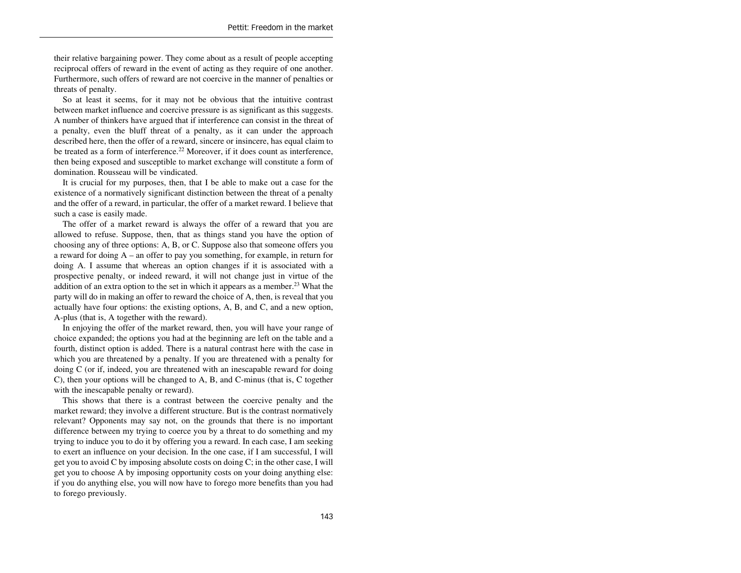their relative bargaining power. They come about as a result of people accepting reciprocal offers of reward in the event of acting as they require of one another. Furthermore, such offers of reward are not coercive in the manner of penalties or threats of penalty.

So at least it seems, for it may not be obvious that the intuitive contrast between market influence and coercive pressure is as significant as this suggests. A number of thinkers have argued that if interference can consist in the threat of a penalty, even the bluff threat of a penalty, as it can under the approach described here, then the offer of a reward, sincere or insincere, has equal claim to be treated as a form of interference.[22] Moreover, if it does count as interference, then being exposed and susceptible to market exchange will constitute a form of domination. Rousseau will be vindicated.

It is crucial for my purposes, then, that I be able to make out a case for the existence of a normatively significant distinction between the threat of a penalty and the offer of a reward, in particular, the offer of a market reward. I believe that such a case is easily made.

The offer of a market reward is always the offer of a reward that you are allowed to refuse. Suppose, then, that as things stand you have the option of choosing any of three options: A, B, or C. Suppose also that someone offers you a reward for doing A – an offer to pay you something, for example, in return for doing A. I assume that whereas an option changes if it is associated with a prospective penalty, or indeed reward, it will not change just in virtue of the addition of an extra option to the set in which it appears as a member.[23] What the party will do in making an offer to reward the choice of A, then, is reveal that you actually have four options: the existing options, A, B, and C, and a new option, A-plus (that is, A together with the reward).

In enjoying the offer of the market reward, then, you will have your range of choice expanded; the options you had at the beginning are left on the table and a fourth, distinct option is added. There is a natural contrast here with the case in which you are threatened by a penalty. If you are threatened with a penalty for doing C (or if, indeed, you are threatened with an inescapable reward for doing C), then your options will be changed to A, B, and C-minus (that is, C together with the inescapable penalty or reward).

This shows that there is a contrast between the coercive penalty and the market reward; they involve a different structure. But is the contrast normatively relevant? Opponents may say not, on the grounds that there is no important difference between my trying to coerce you by a threat to do something and my trying to induce you to do it by offering you a reward. In each case, I am seeking to exert an influence on your decision. In the one case, if I am successful, I will get you to avoid C by imposing absolute costs on doing C; in the other case, I will get you to choose A by imposing opportunity costs on your doing anything else: if you do anything else, you will now have to forego more benefits than you had to forego previously.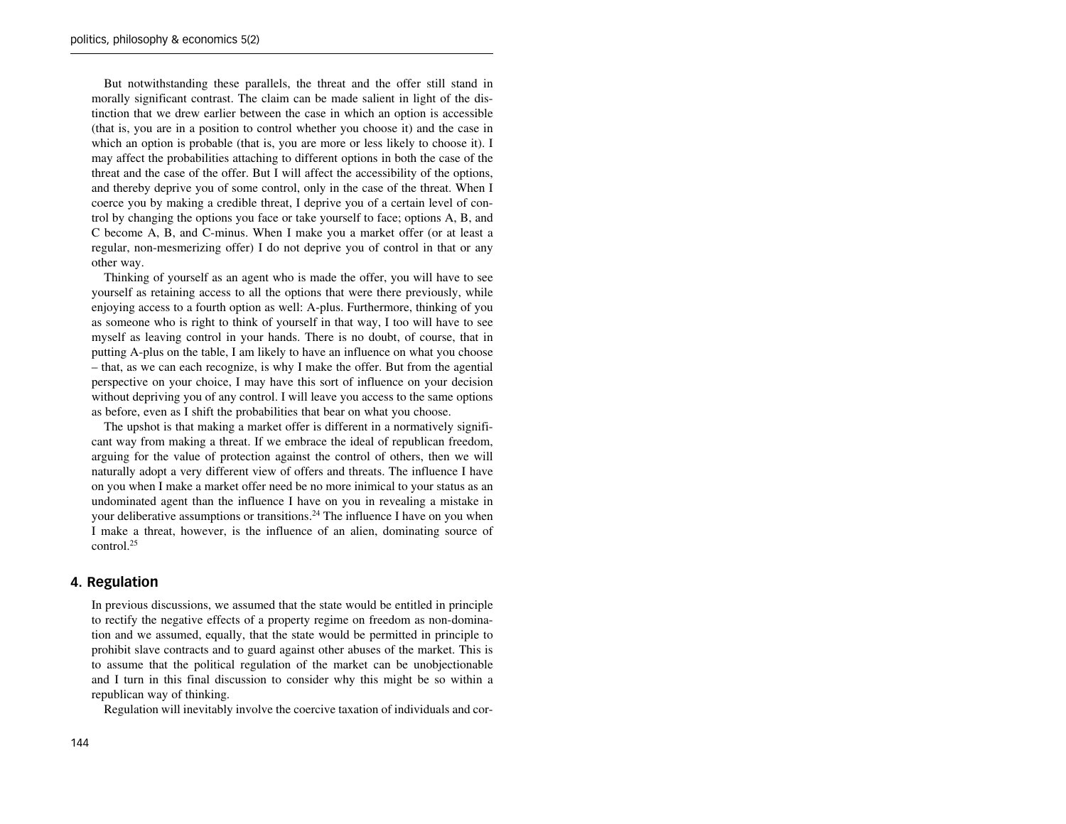But notwithstanding these parallels, the threat and the offer still stand in morally significant contrast. The claim can be made salient in light of the distinction that we drew earlier between the case in which an option is accessible (that is, you are in a position to control whether you choose it) and the case in which an option is probable (that is, you are more or less likely to choose it). I may affect the probabilities attaching to different options in both the case of the threat and the case of the offer. But I will affect the accessibility of the options, and thereby deprive you of some control, only in the case of the threat. When I coerce you by making a credible threat, I deprive you of a certain level of control by changing the options you face or take yourself to face; options A, B, and C become A, B, and C-minus. When I make you a market offer (or at least a regular, non-mesmerizing offer) I do not deprive you of control in that or any other way.

Thinking of yourself as an agent who is made the offer, you will have to see yourself as retaining access to all the options that were there previously, while enjoying access to a fourth option as well: A-plus. Furthermore, thinking of you as someone who is right to think of yourself in that way, I too will have to see myself as leaving control in your hands. There is no doubt, of course, that in putting A-plus on the table, I am likely to have an influence on what you choose – that, as we can each recognize, is why I make the offer. But from the agential perspective on your choice, I may have this sort of influence on your decision without depriving you of any control. I will leave you access to the same options as before, even as I shift the probabilities that bear on what you choose.

The upshot is that making a market offer is different in a normatively significant way from making a threat. If we embrace the ideal of republican freedom, arguing for the value of protection against the control of others, then we will naturally adopt a very different view of offers and threats. The influence I have on you when I make a market offer need be no more inimical to your status as an undominated agent than the influence I have on you in revealing a mistake in your deliberative assumptions or transitions.[24] The influence I have on you when I make a threat, however, is the influence of an alien, dominating source of control.[25]

## 4. Regulation

In previous discussions, we assumed that the state would be entitled in principle to rectify the negative effects of a property regime on freedom as non-domination and we assumed, equally, that the state would be permitted in principle to prohibit slave contracts and to guard against other abuses of the market. This is to assume that the political regulation of the market can be unobjectionable and I turn in this final discussion to consider why this might be so within a republican way of thinking.

Regulation will inevitably involve the coercive taxation of individuals and cor-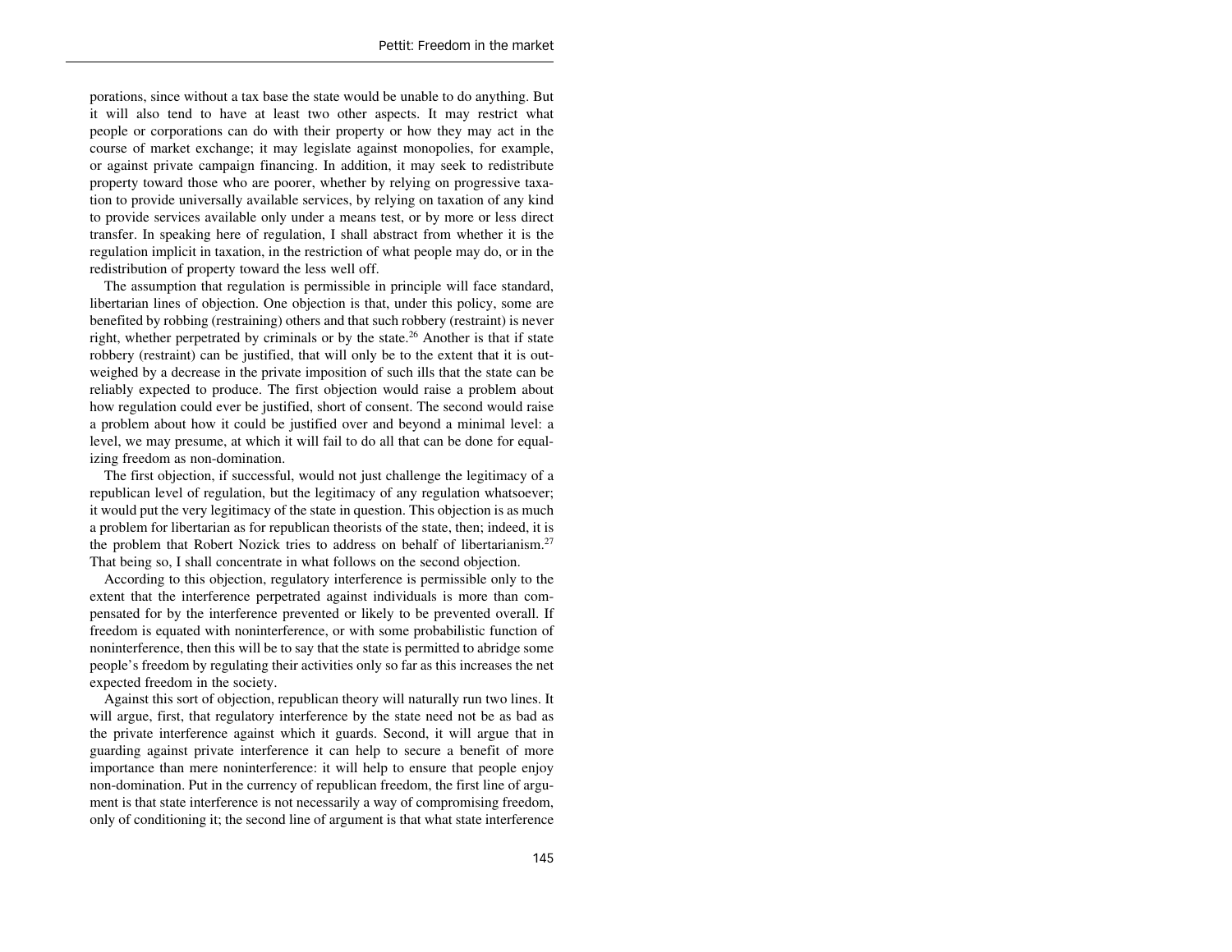porations, since without a tax base the state would be unable to do anything. But it will also tend to have at least two other aspects. It may restrict what people or corporations can do with their property or how they may act in the course of market exchange; it may legislate against monopolies, for example, or against private campaign financing. In addition, it may seek to redistribute property toward those who are poorer, whether by relying on progressive taxation to provide universally available services, by relying on taxation of any kind to provide services available only under a means test, or by more or less direct transfer. In speaking here of regulation, I shall abstract from whether it is the regulation implicit in taxation, in the restriction of what people may do, or in the redistribution of property toward the less well off.

The assumption that regulation is permissible in principle will face standard, libertarian lines of objection. One objection is that, under this policy, some are benefited by robbing (restraining) others and that such robbery (restraint) is never right, whether perpetrated by criminals or by the state.[26] Another is that if state robbery (restraint) can be justified, that will only be to the extent that it is outweighed by a decrease in the private imposition of such ills that the state can be reliably expected to produce. The first objection would raise a problem about how regulation could ever be justified, short of consent. The second would raise a problem about how it could be justified over and beyond a minimal level: a level, we may presume, at which it will fail to do all that can be done for equalizing freedom as non-domination.

The first objection, if successful, would not just challenge the legitimacy of a republican level of regulation, but the legitimacy of any regulation whatsoever; it would put the very legitimacy of the state in question. This objection is as much a problem for libertarian as for republican theorists of the state, then; indeed, it is the problem that Robert Nozick tries to address on behalf of libertarianism.[27] That being so, I shall concentrate in what follows on the second objection.

According to this objection, regulatory interference is permissible only to the extent that the interference perpetrated against individuals is more than compensated for by the interference prevented or likely to be prevented overall. If freedom is equated with noninterference, or with some probabilistic function of noninterference, then this will be to say that the state is permitted to abridge some people's freedom by regulating their activities only so far as this increases the net expected freedom in the society.

Against this sort of objection, republican theory will naturally run two lines. It will argue, first, that regulatory interference by the state need not be as bad as the private interference against which it guards. Second, it will argue that in guarding against private interference it can help to secure a benefit of more importance than mere noninterference: it will help to ensure that people enjoy non-domination. Put in the currency of republican freedom, the first line of argument is that state interference is not necessarily a way of compromising freedom, only of conditioning it; the second line of argument is that what state interference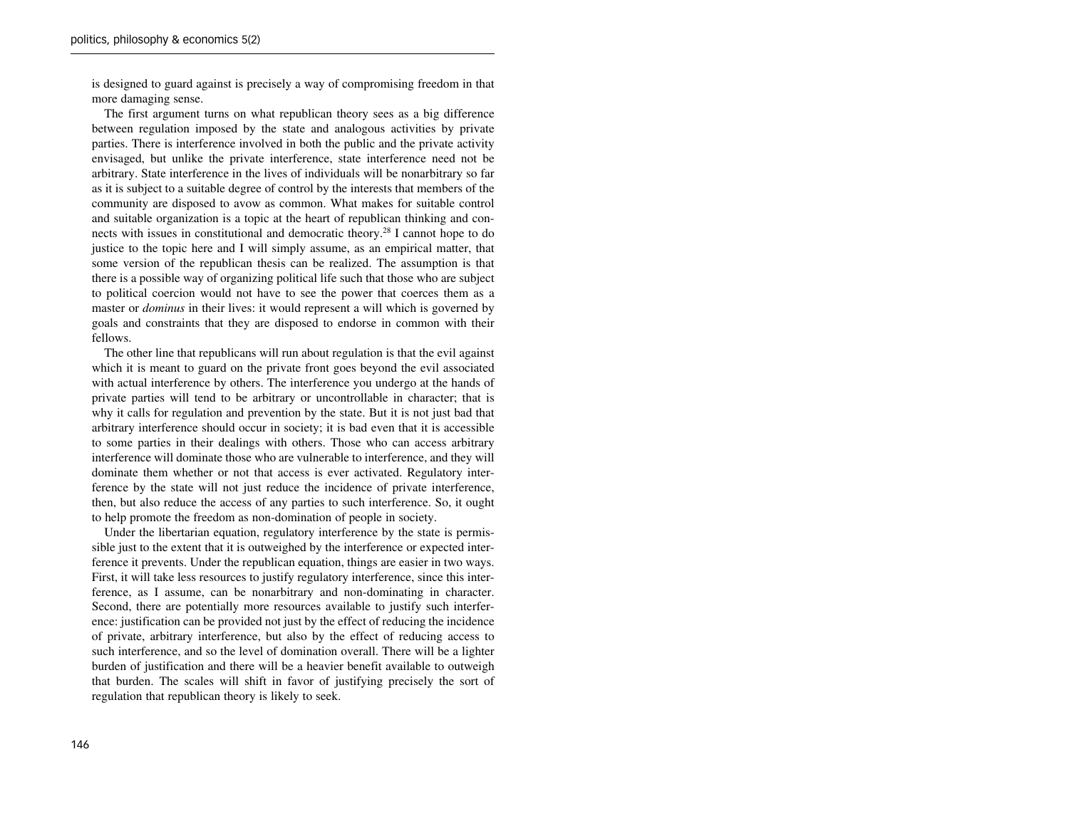is designed to guard against is precisely a way of compromising freedom in that more damaging sense.

The first argument turns on what republican theory sees as a big difference between regulation imposed by the state and analogous activities by private parties. There is interference involved in both the public and the private activity envisaged, but unlike the private interference, state interference need not be arbitrary. State interference in the lives of individuals will be nonarbitrary so far as it is subject to a suitable degree of control by the interests that members of the community are disposed to avow as common. What makes for suitable control and suitable organization is a topic at the heart of republican thinking and connects with issues in constitutional and democratic theory.[28] I cannot hope to do justice to the topic here and I will simply assume, as an empirical matter, that some version of the republican thesis can be realized. The assumption is that there is a possible way of organizing political life such that those who are subject to political coercion would not have to see the power that coerces them as a master or *dominus* in their lives: it would represent a will which is governed by goals and constraints that they are disposed to endorse in common with their fellows.

The other line that republicans will run about regulation is that the evil against which it is meant to guard on the private front goes beyond the evil associated with actual interference by others. The interference you undergo at the hands of private parties will tend to be arbitrary or uncontrollable in character; that is why it calls for regulation and prevention by the state. But it is not just bad that arbitrary interference should occur in society; it is bad even that it is accessible to some parties in their dealings with others. Those who can access arbitrary interference will dominate those who are vulnerable to interference, and they will dominate them whether or not that access is ever activated. Regulatory interference by the state will not just reduce the incidence of private interference, then, but also reduce the access of any parties to such interference. So, it ought to help promote the freedom as non-domination of people in society.

Under the libertarian equation, regulatory interference by the state is permissible just to the extent that it is outweighed by the interference or expected interference it prevents. Under the republican equation, things are easier in two ways. First, it will take less resources to justify regulatory interference, since this interference, as I assume, can be nonarbitrary and non-dominating in character. Second, there are potentially more resources available to justify such interference: justification can be provided not just by the effect of reducing the incidence of private, arbitrary interference, but also by the effect of reducing access to such interference, and so the level of domination overall. There will be a lighter burden of justification and there will be a heavier benefit available to outweigh that burden. The scales will shift in favor of justifying precisely the sort of regulation that republican theory is likely to seek.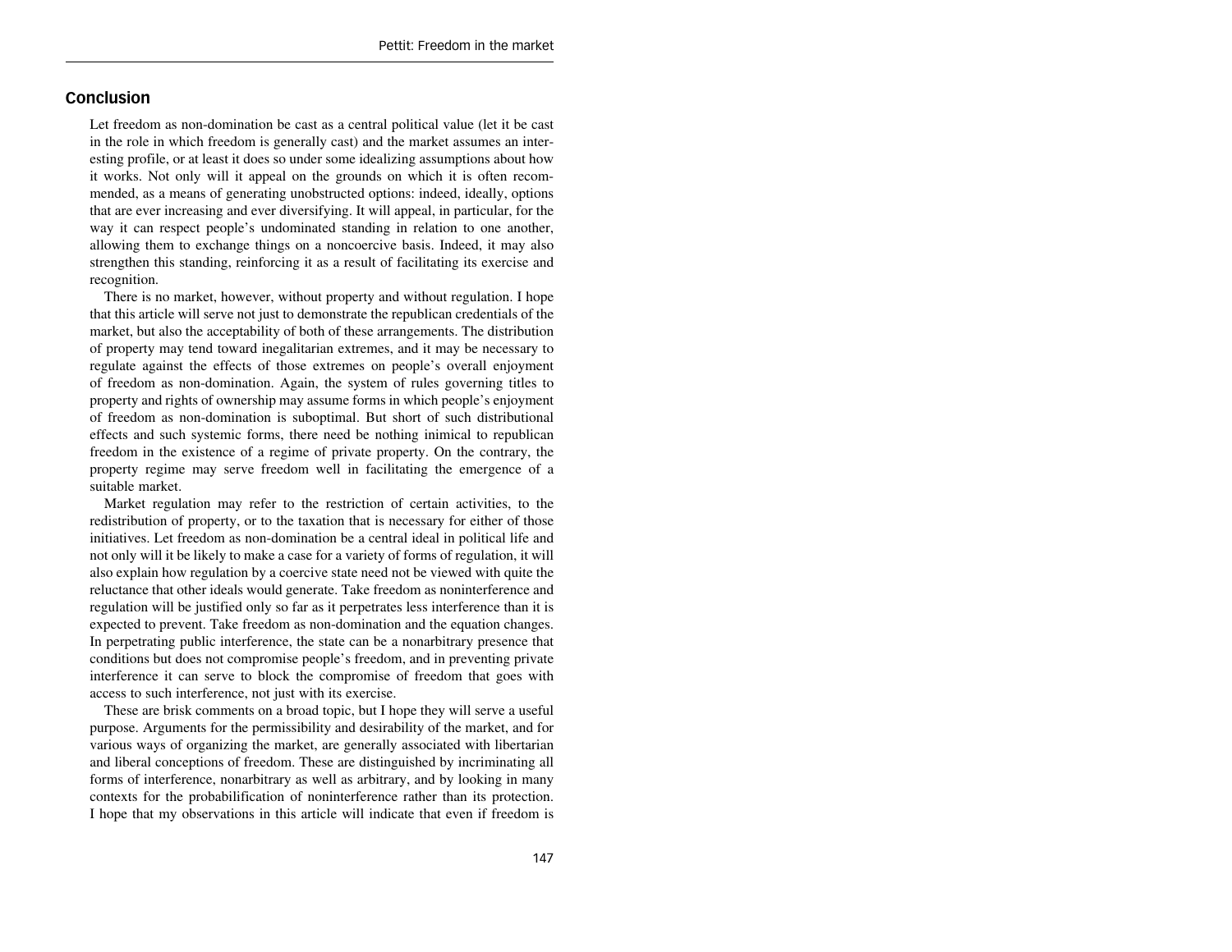## Conclusion

Let freedom as non-domination be cast as a central political value (let it be cast in the role in which freedom is generally cast) and the market assumes an interesting profile, or at least it does so under some idealizing assumptions about how it works. Not only will it appeal on the grounds on which it is often recommended, as a means of generating unobstructed options: indeed, ideally, options that are ever increasing and ever diversifying. It will appeal, in particular, for the way it can respect people's undominated standing in relation to one another, allowing them to exchange things on a noncoercive basis. Indeed, it may also strengthen this standing, reinforcing it as a result of facilitating its exercise and recognition.

There is no market, however, without property and without regulation. I hope that this article will serve not just to demonstrate the republican credentials of the market, but also the acceptability of both of these arrangements. The distribution of property may tend toward inegalitarian extremes, and it may be necessary to regulate against the effects of those extremes on people's overall enjoyment of freedom as non-domination. Again, the system of rules governing titles to property and rights of ownership may assume forms in which people's enjoyment of freedom as non-domination is suboptimal. But short of such distributional effects and such systemic forms, there need be nothing inimical to republican freedom in the existence of a regime of private property. On the contrary, the property regime may serve freedom well in facilitating the emergence of a suitable market.

Market regulation may refer to the restriction of certain activities, to the redistribution of property, or to the taxation that is necessary for either of those initiatives. Let freedom as non-domination be a central ideal in political life and not only will it be likely to make a case for a variety of forms of regulation, it will also explain how regulation by a coercive state need not be viewed with quite the reluctance that other ideals would generate. Take freedom as noninterference and regulation will be justified only so far as it perpetrates less interference than it is expected to prevent. Take freedom as non-domination and the equation changes. In perpetrating public interference, the state can be a nonarbitrary presence that conditions but does not compromise people's freedom, and in preventing private interference it can serve to block the compromise of freedom that goes with access to such interference, not just with its exercise.

These are brisk comments on a broad topic, but I hope they will serve a useful purpose. Arguments for the permissibility and desirability of the market, and for various ways of organizing the market, are generally associated with libertarian and liberal conceptions of freedom. These are distinguished by incriminating all forms of interference, nonarbitrary as well as arbitrary, and by looking in many contexts for the probabilification of noninterference rather than its protection. I hope that my observations in this article will indicate that even if freedom is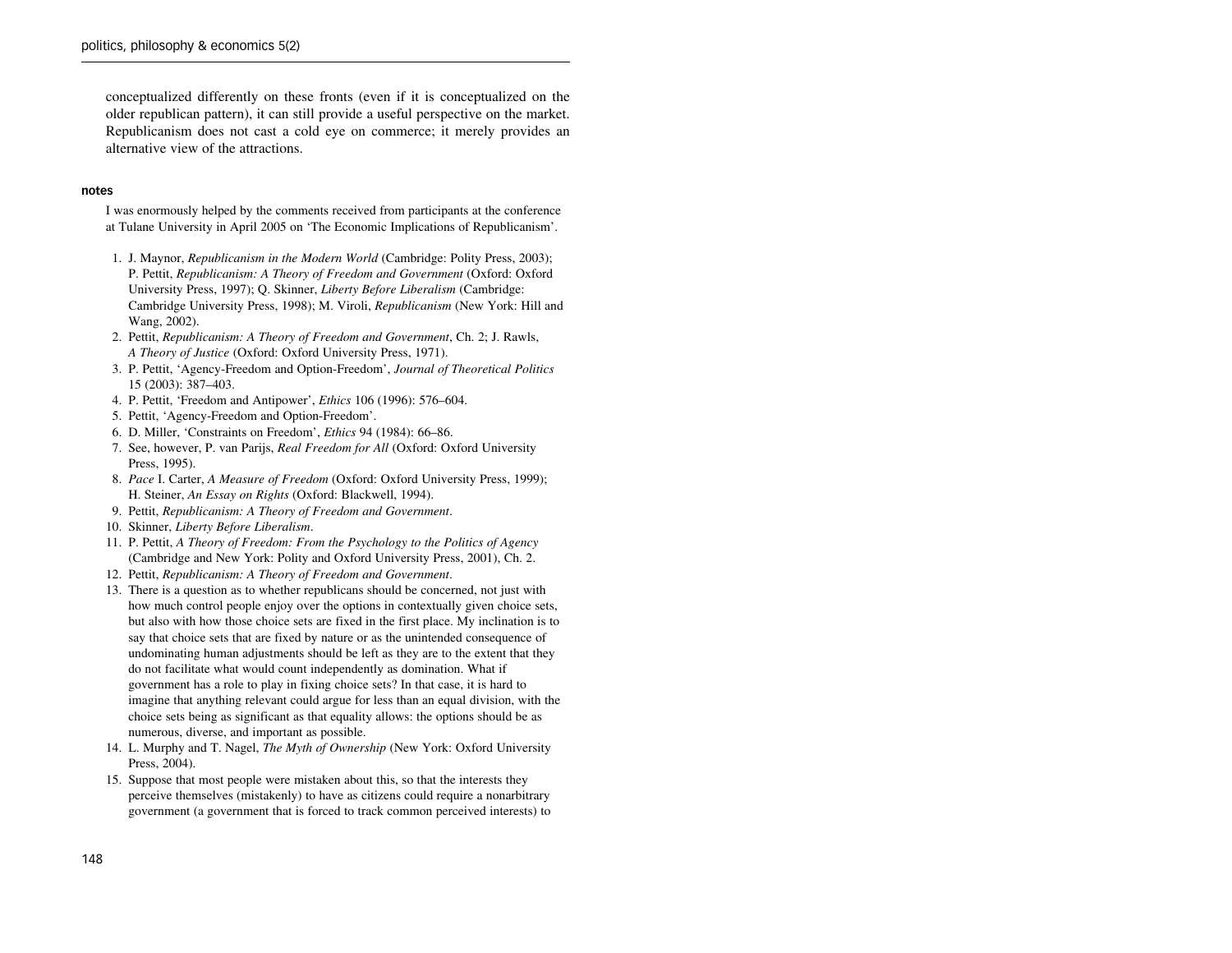conceptualized differently on these fronts (even if it is conceptualized on the older republican pattern), it can still provide a useful perspective on the market. Republicanism does not cast a cold eye on commerce; it merely provides an alternative view of the attractions.

### notes

I was enormously helped by the comments received from participants at the conference at Tulane University in April 2005 on 'The Economic Implications of Republicanism'.

1. J. Maynor, *Republicanism in the Modern World* (Cambridge: Polity Press, 2003); P. Pettit, *Republicanism: A Theory of Freedom and Government* (Oxford: Oxford University Press, 1997); Q. Skinner, *Liberty Before Liberalism* (Cambridge: Cambridge University Press, 1998); M. Viroli, *Republicanism* (New York: Hill and Wang, 2002).
2. Pettit, *Republicanism: A Theory of Freedom and Government*, Ch. 2; J. Rawls, *A Theory of Justice* (Oxford: Oxford University Press, 1971).
3. P. Pettit, 'Agency-Freedom and Option-Freedom', *Journal of Theoretical Politics* 15 (2003): 387–403.
4. P. Pettit, 'Freedom and Antipower', *Ethics* 106 (1996): 576–604.
5. Pettit, 'Agency-Freedom and Option-Freedom'.
6. D. Miller, 'Constraints on Freedom', *Ethics* 94 (1984): 66–86.
7. See, however, P. van Parijs, *Real Freedom for All* (Oxford: Oxford University Press, 1995).
8. *Pace* I. Carter, *A Measure of Freedom* (Oxford: Oxford University Press, 1999); H. Steiner, *An Essay on Rights* (Oxford: Blackwell, 1994).
9. Pettit, *Republicanism: A Theory of Freedom and Government*.
10. Skinner, *Liberty Before Liberalism*.
11. P. Pettit, *A Theory of Freedom: From the Psychology to the Politics of Agency* (Cambridge and New York: Polity and Oxford University Press, 2001), Ch. 2.
12. Pettit, *Republicanism: A Theory of Freedom and Government*.
13. There is a question as to whether republicans should be concerned, not just with how much control people enjoy over the options in contextually given choice sets, but also with how those choice sets are fixed in the first place. My inclination is to say that choice sets that are fixed by nature or as the unintended consequence of undominating human adjustments should be left as they are to the extent that they do not facilitate what would count independently as domination. What if government has a role to play in fixing choice sets? In that case, it is hard to imagine that anything relevant could argue for less than an equal division, with the choice sets being as significant as that equality allows: the options should be as numerous, diverse, and important as possible.
14. L. Murphy and T. Nagel, *The Myth of Ownership* (New York: Oxford University Press, 2004).
15. Suppose that most people were mistaken about this, so that the interests they perceive themselves (mistakenly) to have as citizens could require a nonarbitrary government (a government that is forced to track common perceived interests) to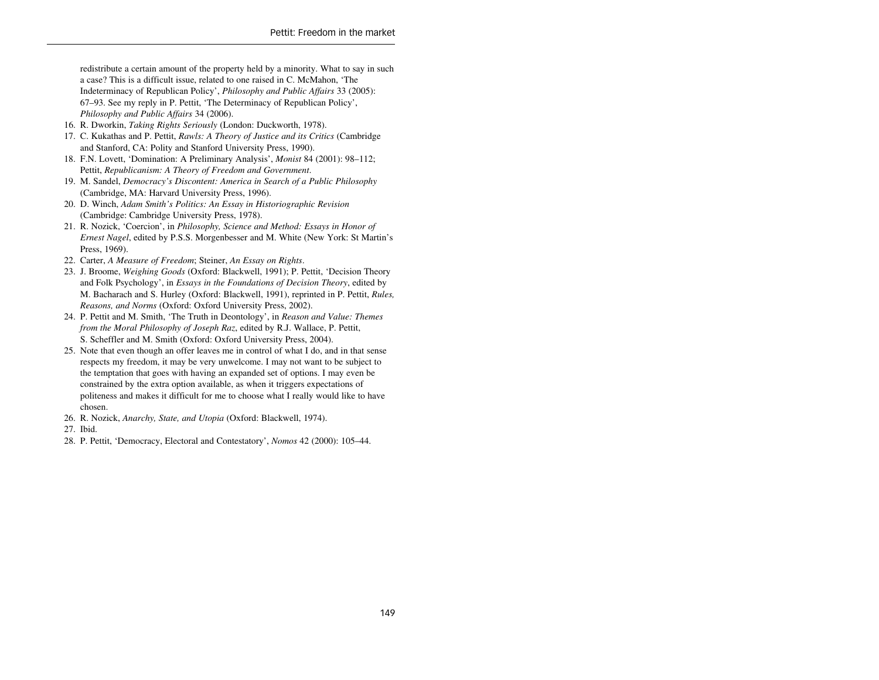redistribute a certain amount of the property held by a minority. What to say in such a case? This is a difficult issue, related to one raised in C. McMahon, 'The Indeterminacy of Republican Policy', *Philosophy and Public Affairs* 33 (2005): 67–93. See my reply in P. Pettit, 'The Determinacy of Republican Policy', *Philosophy and Public Affairs* 34 (2006).

16. R. Dworkin, *Taking Rights Seriously* (London: Duckworth, 1978).
17. C. Kukathas and P. Pettit, *Rawls: A Theory of Justice and its Critics* (Cambridge and Stanford, CA: Polity and Stanford University Press, 1990).
18. F.N. Lovett, 'Domination: A Preliminary Analysis', *Monist* 84 (2001): 98–112; Pettit, *Republicanism: A Theory of Freedom and Government*.
19. M. Sandel, *Democracy's Discontent: America in Search of a Public Philosophy* (Cambridge, MA: Harvard University Press, 1996).
20. D. Winch, *Adam Smith's Politics: An Essay in Historiographic Revision* (Cambridge: Cambridge University Press, 1978).
21. R. Nozick, 'Coercion', in *Philosophy, Science and Method: Essays in Honor of Ernest Nagel*, edited by P.S.S. Morgenbesser and M. White (New York: St Martin's Press, 1969).
22. Carter, *A Measure of Freedom*; Steiner, *An Essay on Rights*.
23. J. Broome, *Weighing Goods* (Oxford: Blackwell, 1991); P. Pettit, 'Decision Theory and Folk Psychology', in *Essays in the Foundations of Decision Theory*, edited by M. Bacharach and S. Hurley (Oxford: Blackwell, 1991), reprinted in P. Pettit, *Rules, Reasons, and Norms* (Oxford: Oxford University Press, 2002).
24. P. Pettit and M. Smith, 'The Truth in Deontology', in *Reason and Value: Themes from the Moral Philosophy of Joseph Raz*, edited by R.J. Wallace, P. Pettit, S. Scheffler and M. Smith (Oxford: Oxford University Press, 2004).
25. Note that even though an offer leaves me in control of what I do, and in that sense respects my freedom, it may be very unwelcome. I may not want to be subject to the temptation that goes with having an expanded set of options. I may even be constrained by the extra option available, as when it triggers expectations of politeness and makes it difficult for me to choose what I really would like to have chosen.
26. R. Nozick, *Anarchy, State, and Utopia* (Oxford: Blackwell, 1974).
27. Ibid.
28. P. Pettit, 'Democracy, Electoral and Contestatory', *Nomos* 42 (2000): 105–44.